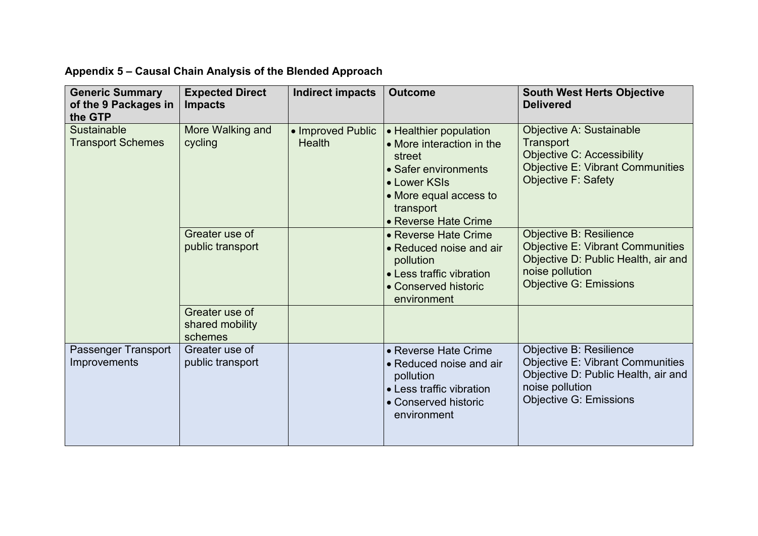**Appendix 5 – Causal Chain Analysis of the Blended Approach**

| Generic Summary of the 9 Packages in the GTP | Expected Direct Impacts | Indirect impacts | Outcome | South West Herts Objective Delivered |
|---|---|---|---|---|
| Sustainable Transport Schemes | More Walking and cycling | • Improved Public Health | • Healthier population<br>• More interaction in the street<br>• Safer environments<br>• Lower KSIs<br>• More equal access to transport<br>• Reverse Hate Crime | Objective A: Sustainable Transport<br>Objective C: Accessibility<br>Objective E: Vibrant Communities<br>Objective F: Safety |
| | Greater use of public transport | | • Reverse Hate Crime<br>• Reduced noise and air pollution<br>• Less traffic vibration<br>• Conserved historic environment | Objective B: Resilience<br>Objective E: Vibrant Communities<br>Objective D: Public Health, air and noise pollution<br>Objective G: Emissions |
| | Greater use of shared mobility schemes | | | |
| Passenger Transport Improvements | Greater use of public transport | | • Reverse Hate Crime<br>• Reduced noise and air pollution<br>• Less traffic vibration<br>• Conserved historic environment | Objective B: Resilience<br>Objective E: Vibrant Communities<br>Objective D: Public Health, air and noise pollution<br>Objective G: Emissions |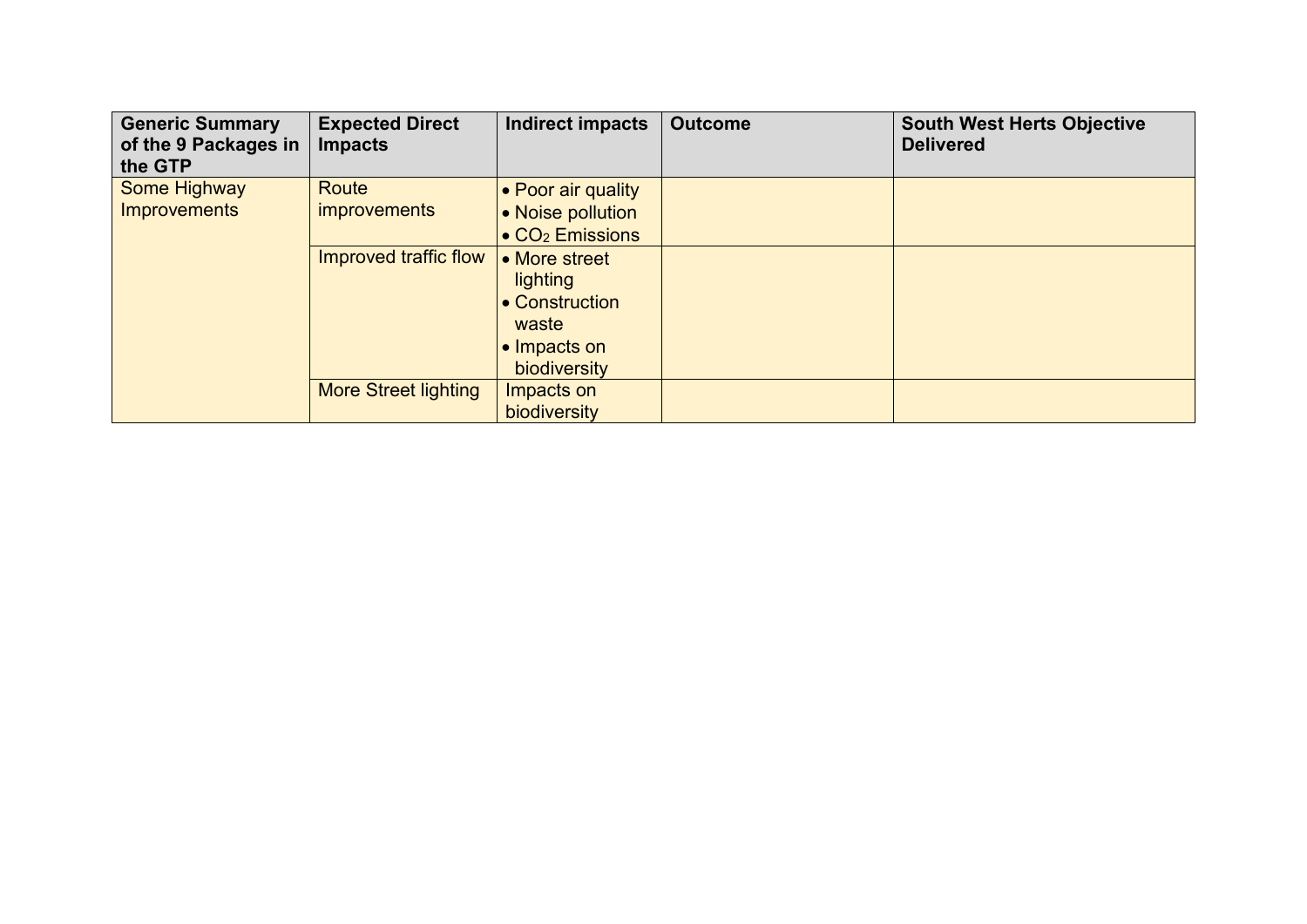| Generic Summary of the 9 Packages in the GTP | Expected Direct Impacts | Indirect impacts | Outcome | South West Herts Objective Delivered |
|---|---|---|---|---|
| Some Highway Improvements | Route improvements | • Poor air quality<br>• Noise pollution<br>• $CO_2$ Emissions | | |
| | Improved traffic flow | • More street lighting<br>• Construction waste<br>• Impacts on biodiversity | | |
| | More Street lighting | Impacts on biodiversity | | |